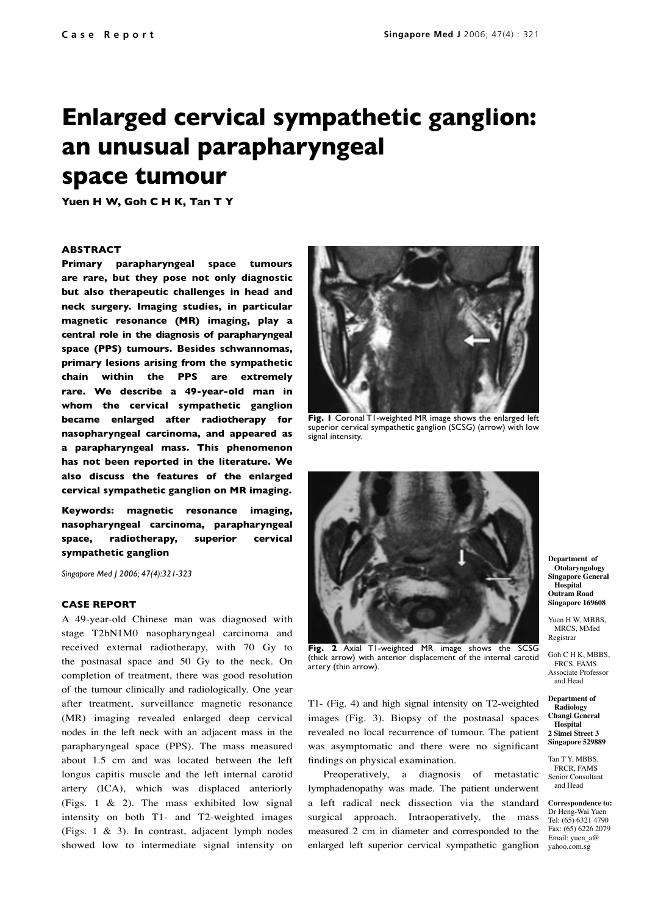# Enlarged cervical sympathetic ganglion: an unusual parapharyngeal space tumour

**Yuen H W, Goh C H K, Tan T Y**

### ABSTRACT

**Primary parapharyngeal space tumours are rare, but they pose not only diagnostic but also therapeutic challenges in head and neck surgery. Imaging studies, in particular magnetic resonance (MR) imaging, play a central role in the diagnosis of parapharyngeal space (PPS) tumours. Besides schwannomas, primary lesions arising from the sympathetic chain within the PPS are extremely rare. We describe a 49-year-old man in whom the cervical sympathetic ganglion became enlarged after radiotherapy for nasopharyngeal carcinoma, and appeared as a parapharyngeal mass. This phenomenon has not been reported in the literature. We also discuss the features of the enlarged cervical sympathetic ganglion on MR imaging.**

**Keywords: magnetic resonance imaging, nasopharyngeal carcinoma, parapharyngeal space, radiotherapy, superior cervical sympathetic ganglion**

*Singapore Med J 2006; 47(4):321-323*

### CASE REPORT

A 49-year-old Chinese man was diagnosed with stage T2bN1M0 nasopharyngeal carcinoma and received external radiotherapy, with 70 Gy to the postnasal space and 50 Gy to the neck. On completion of treatment, there was good resolution of the tumour clinically and radiologically. One year after treatment, surveillance magnetic resonance (MR) imaging revealed enlarged deep cervical nodes in the left neck with an adjacent mass in the parapharyngeal space (PPS). The mass measured about 1.5 cm and was located between the left longus capitis muscle and the left internal carotid artery (ICA), which was displaced anteriorly (Figs. 1 & 2). The mass exhibited low signal intensity on both T1- and T2-weighted images (Figs. 1 & 3). In contrast, adjacent lymph nodes showed low to intermediate signal intensity on T1- (Fig. 4) and high signal intensity on T2-weighted images (Fig. 3). Biopsy of the postnasal spaces revealed no local recurrence of tumour. The patient was asymptomatic and there were no significant findings on physical examination.

Preoperatively, a diagnosis of metastatic lymphadenopathy was made. The patient underwent a left radical neck dissection via the standard surgical approach. Intraoperatively, the mass measured 2 cm in diameter and corresponded to the enlarged left superior cervical sympathetic ganglion

**Fig. 1** Coronal T1-weighted MR image shows the enlarged left superior cervical sympathetic ganglion (SCSG) (arrow) with low signal intensity.

**Fig. 2** Axial T1-weighted MR image shows the SCSG (thick arrow) with anterior displacement of the internal carotid artery (thin arrow).

**Department of Otolaryngology**
**Singapore General Hospital**
**Outram Road**
**Singapore 169608**

Yuen H W, MBBS, MRCS, MMed
Registrar

Goh C H K, MBBS, FRCS, FAMS
Associate Professor and Head

**Department of Radiology**
**Changi General Hospital**
**2 Simei Street 3**
**Singapore 529889**

Tan T Y, MBBS, FRCR, FAMS
Senior Consultant and Head

**Correspondence to:**
Dr Heng-Wai Yuen
Tel: (65) 6321 4790
Fax: (65) 6226 2079
Email: yuen_a@yahoo.com.sg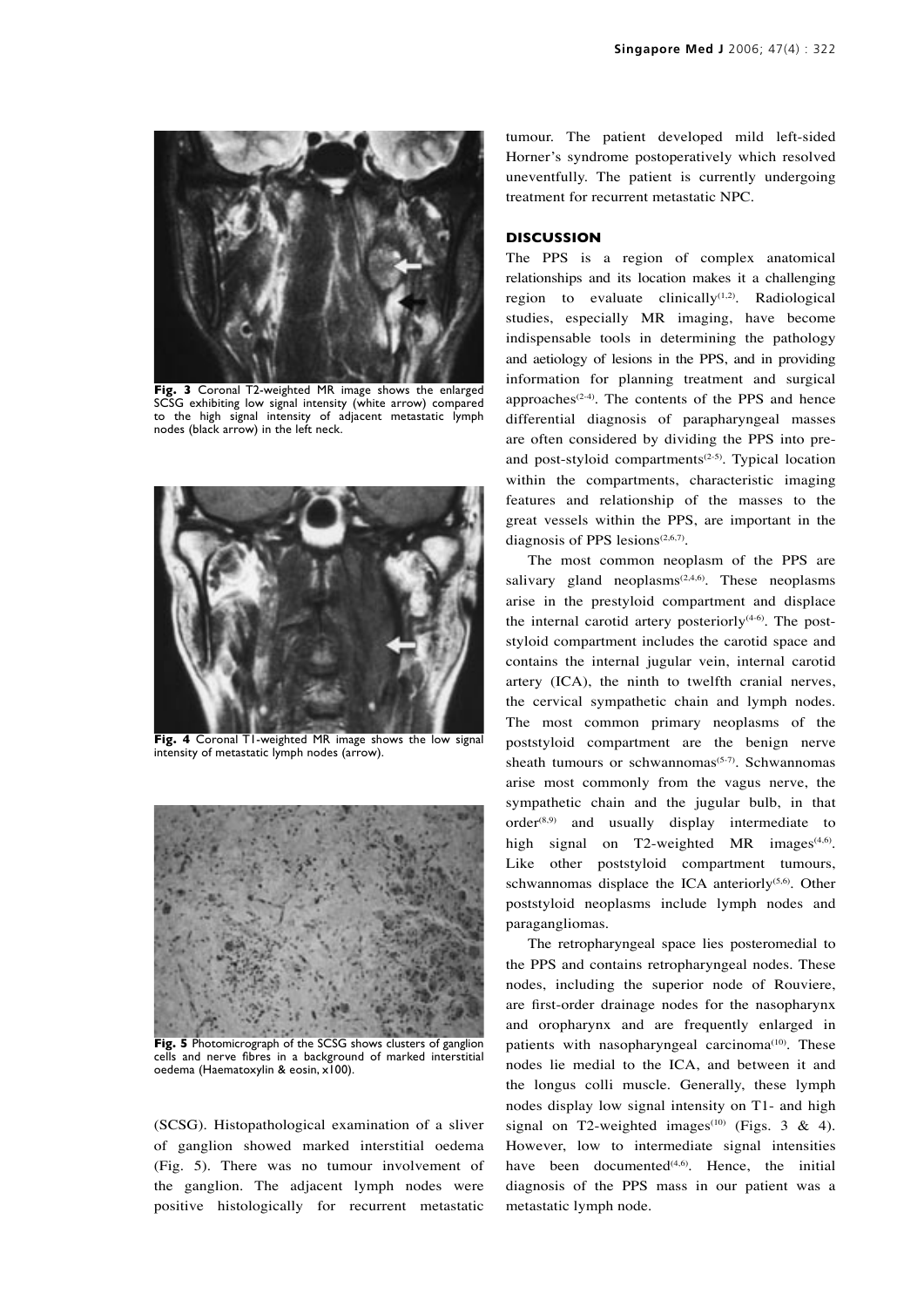Fig. 3 Coronal T2-weighted MR image shows the enlarged SCSG exhibiting low signal intensity (white arrow) compared to the high signal intensity of adjacent metastatic lymph nodes (black arrow) in the left neck.

Fig. 4 Coronal T1-weighted MR image shows the low signal intensity of metastatic lymph nodes (arrow).

Fig. 5 Photomicrograph of the SCSG shows clusters of ganglion cells and nerve fibres in a background of marked interstitial oedema (Haematoxylin & eosin, x100).

(SCSG). Histopathological examination of a sliver of ganglion showed marked interstitial oedema (Fig. 5). There was no tumour involvement of the ganglion. The adjacent lymph nodes were positive histologically for recurrent metastatic tumour. The patient developed mild left-sided Horner's syndrome postoperatively which resolved uneventfully. The patient is currently undergoing treatment for recurrent metastatic NPC.

## DISCUSSION

The PPS is a region of complex anatomical relationships and its location makes it a challenging region to evaluate clinically[1,2]. Radiological studies, especially MR imaging, have become indispensable tools in determining the pathology and aetiology of lesions in the PPS, and in providing information for planning treatment and surgical approaches[2-4]. The contents of the PPS and hence differential diagnosis of parapharyngeal masses are often considered by dividing the PPS into pre- and post-styloid compartments[2-5]. Typical location within the compartments, characteristic imaging features and relationship of the masses to the great vessels within the PPS, are important in the diagnosis of PPS lesions[2,6,7].

The most common neoplasm of the PPS are salivary gland neoplasms[2,4,6]. These neoplasms arise in the prestyloid compartment and displace the internal carotid artery posteriorly[4-6]. The poststyloid compartment includes the carotid space and contains the internal jugular vein, internal carotid artery (ICA), the ninth to twelfth cranial nerves, the cervical sympathetic chain and lymph nodes. The most common primary neoplasms of the poststyloid compartment are the benign nerve sheath tumours or schwannomas[5-7]. Schwannomas arise most commonly from the vagus nerve, the sympathetic chain and the jugular bulb, in that order[8,9] and usually display intermediate to high signal on T2-weighted MR images[4,6]. Like other poststyloid compartment tumours, schwannomas displace the ICA anteriorly[5,6]. Other poststyloid neoplasms include lymph nodes and paragangliomas.

The retropharyngeal space lies posteromedial to the PPS and contains retropharyngeal nodes. These nodes, including the superior node of Rouviere, are first-order drainage nodes for the nasopharynx and oropharynx and are frequently enlarged in patients with nasopharyngeal carcinoma[10]. These nodes lie medial to the ICA, and between it and the longus colli muscle. Generally, these lymph nodes display low signal intensity on T1- and high signal on T2-weighted images[10] (Figs. 3 & 4). However, low to intermediate signal intensities have been documented[4,6]. Hence, the initial diagnosis of the PPS mass in our patient was a metastatic lymph node.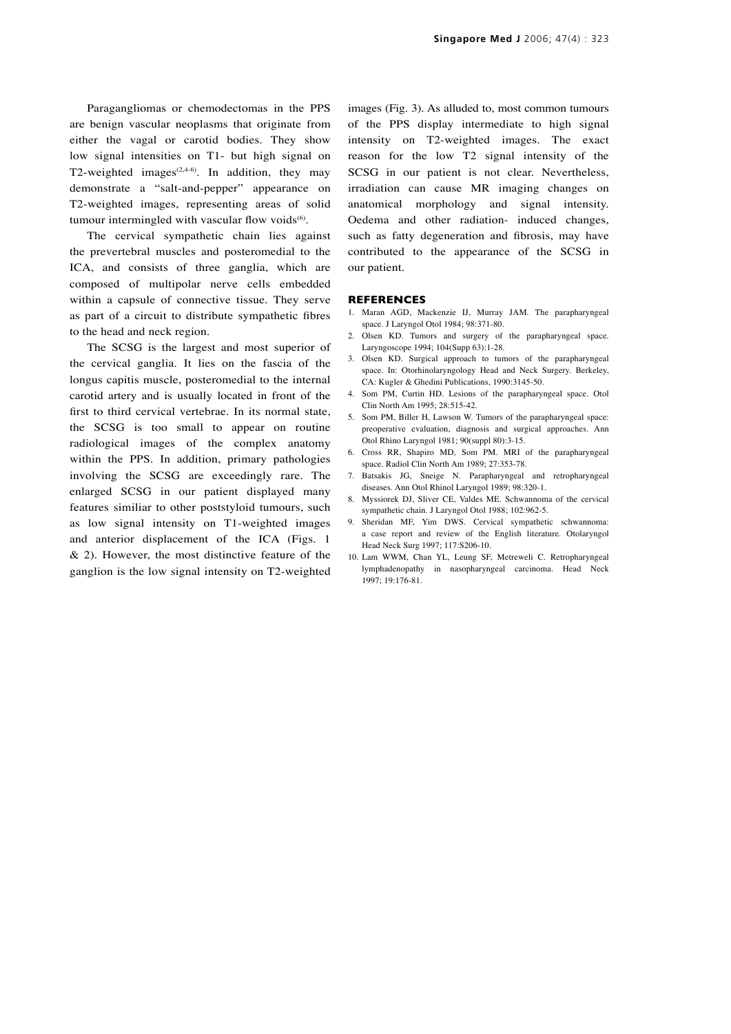Paragangliomas or chemodectomas in the PPS are benign vascular neoplasms that originate from either the vagal or carotid bodies. They show low signal intensities on T1- but high signal on T2-weighted images[2,4-6]. In addition, they may demonstrate a "salt-and-pepper" appearance on T2-weighted images, representing areas of solid tumour intermingled with vascular flow voids[6].

The cervical sympathetic chain lies against the prevertebral muscles and posteromedial to the ICA, and consists of three ganglia, which are composed of multipolar nerve cells embedded within a capsule of connective tissue. They serve as part of a circuit to distribute sympathetic fibres to the head and neck region.

The SCSG is the largest and most superior of the cervical ganglia. It lies on the fascia of the longus capitis muscle, posteromedial to the internal carotid artery and is usually located in front of the first to third cervical vertebrae. In its normal state, the SCSG is too small to appear on routine radiological images of the complex anatomy within the PPS. In addition, primary pathologies involving the SCSG are exceedingly rare. The enlarged SCSG in our patient displayed many features similiar to other poststyloid tumours, such as low signal intensity on T1-weighted images and anterior displacement of the ICA (Figs. 1 & 2). However, the most distinctive feature of the ganglion is the low signal intensity on T2-weighted images (Fig. 3). As alluded to, most common tumours of the PPS display intermediate to high signal intensity on T2-weighted images. The exact reason for the low T2 signal intensity of the SCSG in our patient is not clear. Nevertheless, irradiation can cause MR imaging changes on anatomical morphology and signal intensity. Oedema and other radiation- induced changes, such as fatty degeneration and fibrosis, may have contributed to the appearance of the SCSG in our patient.

## REFERENCES

1. Maran AGD, Mackenzie IJ, Murray JAM. The parapharyngeal space. J Laryngol Otol 1984; 98:371-80.
2. Olsen KD. Tumors and surgery of the parapharyngeal space. Laryngoscope 1994; 104(Supp 63):1-28.
3. Olsen KD. Surgical approach to tumors of the parapharyngeal space. In: Otorhinolaryngology Head and Neck Surgery. Berkeley, CA: Kugler & Ghedini Publications, 1990:3145-50.
4. Som PM, Curtin HD. Lesions of the parapharyngeal space. Otol Clin North Am 1995; 28:515-42.
5. Som PM, Biller H, Lawson W. Tumors of the parapharyngeal space: preoperative evaluation, diagnosis and surgical approaches. Ann Otol Rhino Laryngol 1981; 90(suppl 80):3-15.
6. Cross RR, Shapiro MD, Som PM. MRI of the parapharyngeal space. Radiol Clin North Am 1989; 27:353-78.
7. Batsakis JG, Sneige N. Parapharyngeal and retropharyngeal diseases. Ann Otol Rhinol Laryngol 1989; 98:320-1.
8. Myssiorek DJ, Sliver CE, Valdes ME. Schwannoma of the cervical sympathetic chain. J Laryngol Otol 1988; 102:962-5.
9. Sheridan MF, Yim DWS. Cervical sympathetic schwannoma: a case report and review of the English literature. Otolaryngol Head Neck Surg 1997; 117:S206-10.
10. Lam WWM, Chan YL, Leung SF, Metreweli C. Retropharyngeal lymphadenopathy in nasopharyngeal carcinoma. Head Neck 1997; 19:176-81.